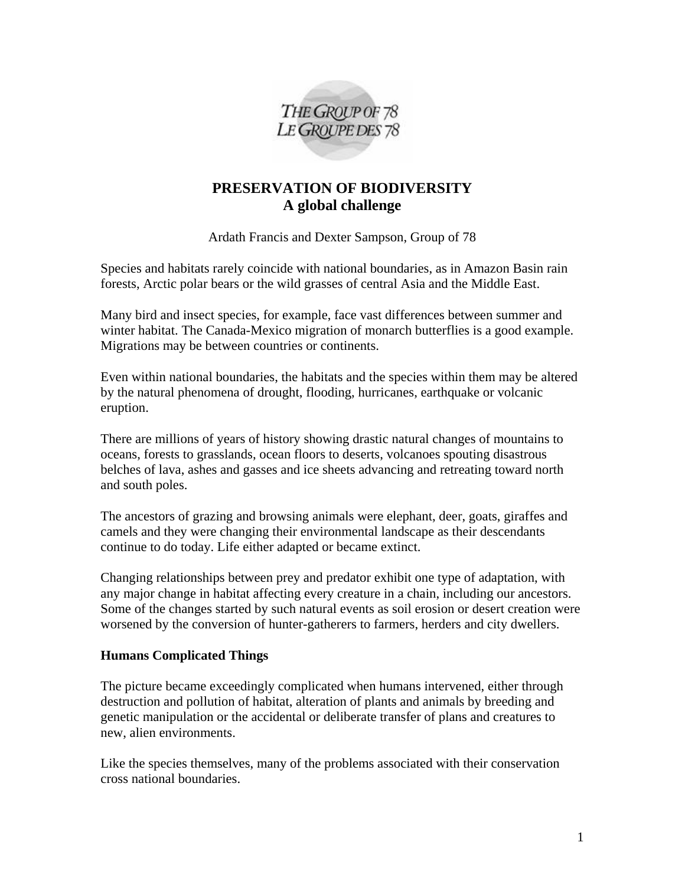# PRESERVATION OF BIODIVERSITY
## A global challenge

Ardath Francis and Dexter Sampson, Group of 78

Species and habitats rarely coincide with national boundaries, as in Amazon Basin rain forests, Arctic polar bears or the wild grasses of central Asia and the Middle East.

Many bird and insect species, for example, face vast differences between summer and winter habitat. The Canada-Mexico migration of monarch butterflies is a good example. Migrations may be between countries or continents.

Even within national boundaries, the habitats and the species within them may be altered by the natural phenomena of drought, flooding, hurricanes, earthquake or volcanic eruption.

There are millions of years of history showing drastic natural changes of mountains to oceans, forests to grasslands, ocean floors to deserts, volcanoes spouting disastrous belches of lava, ashes and gasses and ice sheets advancing and retreating toward north and south poles.

The ancestors of grazing and browsing animals were elephant, deer, goats, giraffes and camels and they were changing their environmental landscape as their descendants continue to do today. Life either adapted or became extinct.

Changing relationships between prey and predator exhibit one type of adaptation, with any major change in habitat affecting every creature in a chain, including our ancestors. Some of the changes started by such natural events as soil erosion or desert creation were worsened by the conversion of hunter-gatherers to farmers, herders and city dwellers.

### Humans Complicated Things

The picture became exceedingly complicated when humans intervened, either through destruction and pollution of habitat, alteration of plants and animals by breeding and genetic manipulation or the accidental or deliberate transfer of plans and creatures to new, alien environments.

Like the species themselves, many of the problems associated with their conservation cross national boundaries.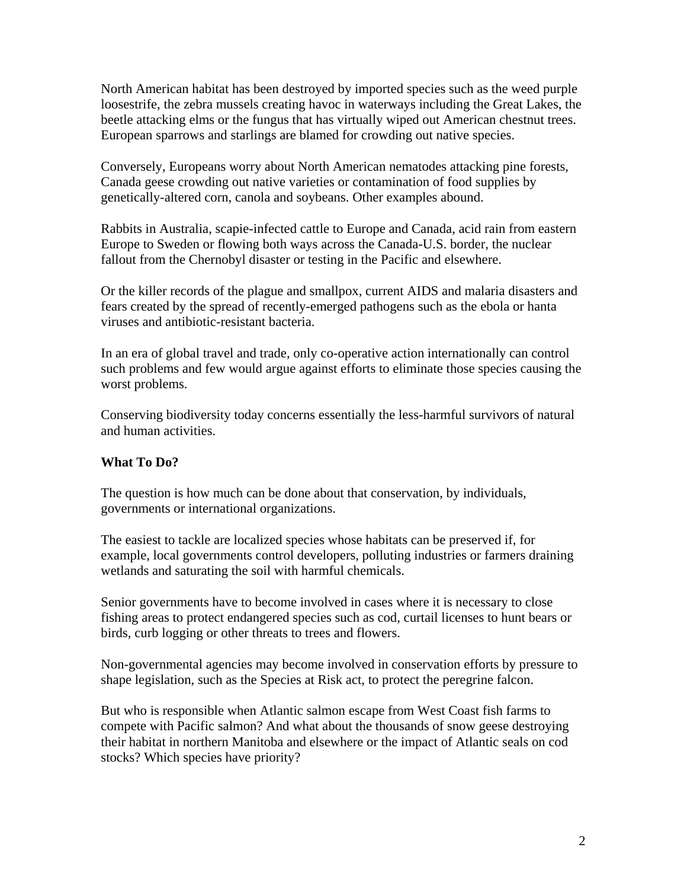North American habitat has been destroyed by imported species such as the weed purple loosestrife, the zebra mussels creating havoc in waterways including the Great Lakes, the beetle attacking elms or the fungus that has virtually wiped out American chestnut trees. European sparrows and starlings are blamed for crowding out native species.

Conversely, Europeans worry about North American nematodes attacking pine forests, Canada geese crowding out native varieties or contamination of food supplies by genetically-altered corn, canola and soybeans. Other examples abound.

Rabbits in Australia, scapie-infected cattle to Europe and Canada, acid rain from eastern Europe to Sweden or flowing both ways across the Canada-U.S. border, the nuclear fallout from the Chernobyl disaster or testing in the Pacific and elsewhere.

Or the killer records of the plague and smallpox, current AIDS and malaria disasters and fears created by the spread of recently-emerged pathogens such as the ebola or hanta viruses and antibiotic-resistant bacteria.

In an era of global travel and trade, only co-operative action internationally can control such problems and few would argue against efforts to eliminate those species causing the worst problems.

Conserving biodiversity today concerns essentially the less-harmful survivors of natural and human activities.

**What To Do?**

The question is how much can be done about that conservation, by individuals, governments or international organizations.

The easiest to tackle are localized species whose habitats can be preserved if, for example, local governments control developers, polluting industries or farmers draining wetlands and saturating the soil with harmful chemicals.

Senior governments have to become involved in cases where it is necessary to close fishing areas to protect endangered species such as cod, curtail licenses to hunt bears or birds, curb logging or other threats to trees and flowers.

Non-governmental agencies may become involved in conservation efforts by pressure to shape legislation, such as the Species at Risk act, to protect the peregrine falcon.

But who is responsible when Atlantic salmon escape from West Coast fish farms to compete with Pacific salmon? And what about the thousands of snow geese destroying their habitat in northern Manitoba and elsewhere or the impact of Atlantic seals on cod stocks? Which species have priority?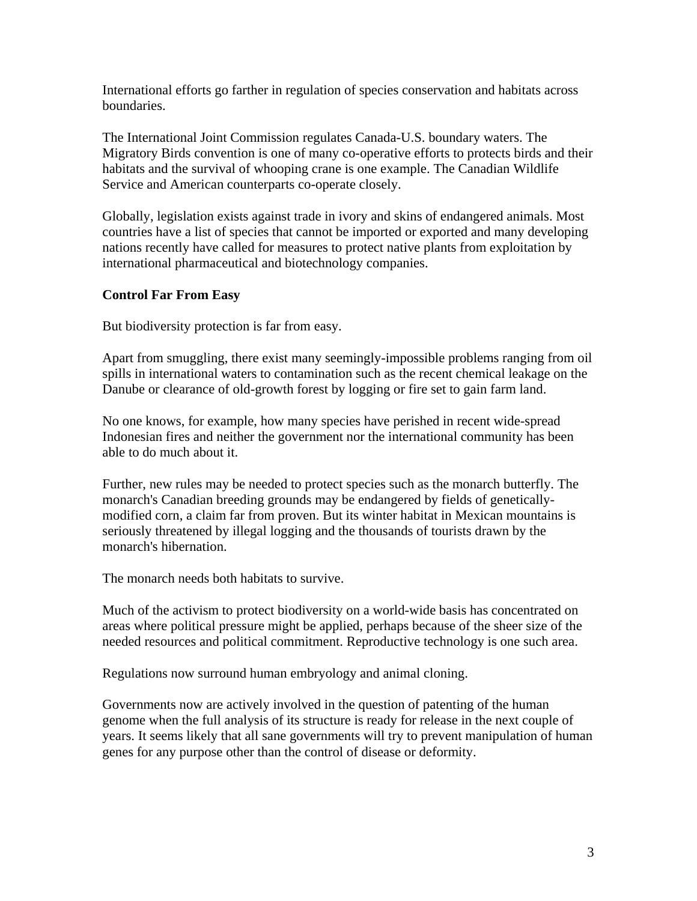International efforts go farther in regulation of species conservation and habitats across boundaries.

The International Joint Commission regulates Canada-U.S. boundary waters. The Migratory Birds convention is one of many co-operative efforts to protects birds and their habitats and the survival of whooping crane is one example. The Canadian Wildlife Service and American counterparts co-operate closely.

Globally, legislation exists against trade in ivory and skins of endangered animals. Most countries have a list of species that cannot be imported or exported and many developing nations recently have called for measures to protect native plants from exploitation by international pharmaceutical and biotechnology companies.

**Control Far From Easy**

But biodiversity protection is far from easy.

Apart from smuggling, there exist many seemingly-impossible problems ranging from oil spills in international waters to contamination such as the recent chemical leakage on the Danube or clearance of old-growth forest by logging or fire set to gain farm land.

No one knows, for example, how many species have perished in recent wide-spread Indonesian fires and neither the government nor the international community has been able to do much about it.

Further, new rules may be needed to protect species such as the monarch butterfly. The monarch's Canadian breeding grounds may be endangered by fields of genetically-modified corn, a claim far from proven. But its winter habitat in Mexican mountains is seriously threatened by illegal logging and the thousands of tourists drawn by the monarch's hibernation.

The monarch needs both habitats to survive.

Much of the activism to protect biodiversity on a world-wide basis has concentrated on areas where political pressure might be applied, perhaps because of the sheer size of the needed resources and political commitment. Reproductive technology is one such area.

Regulations now surround human embryology and animal cloning.

Governments now are actively involved in the question of patenting of the human genome when the full analysis of its structure is ready for release in the next couple of years. It seems likely that all sane governments will try to prevent manipulation of human genes for any purpose other than the control of disease or deformity.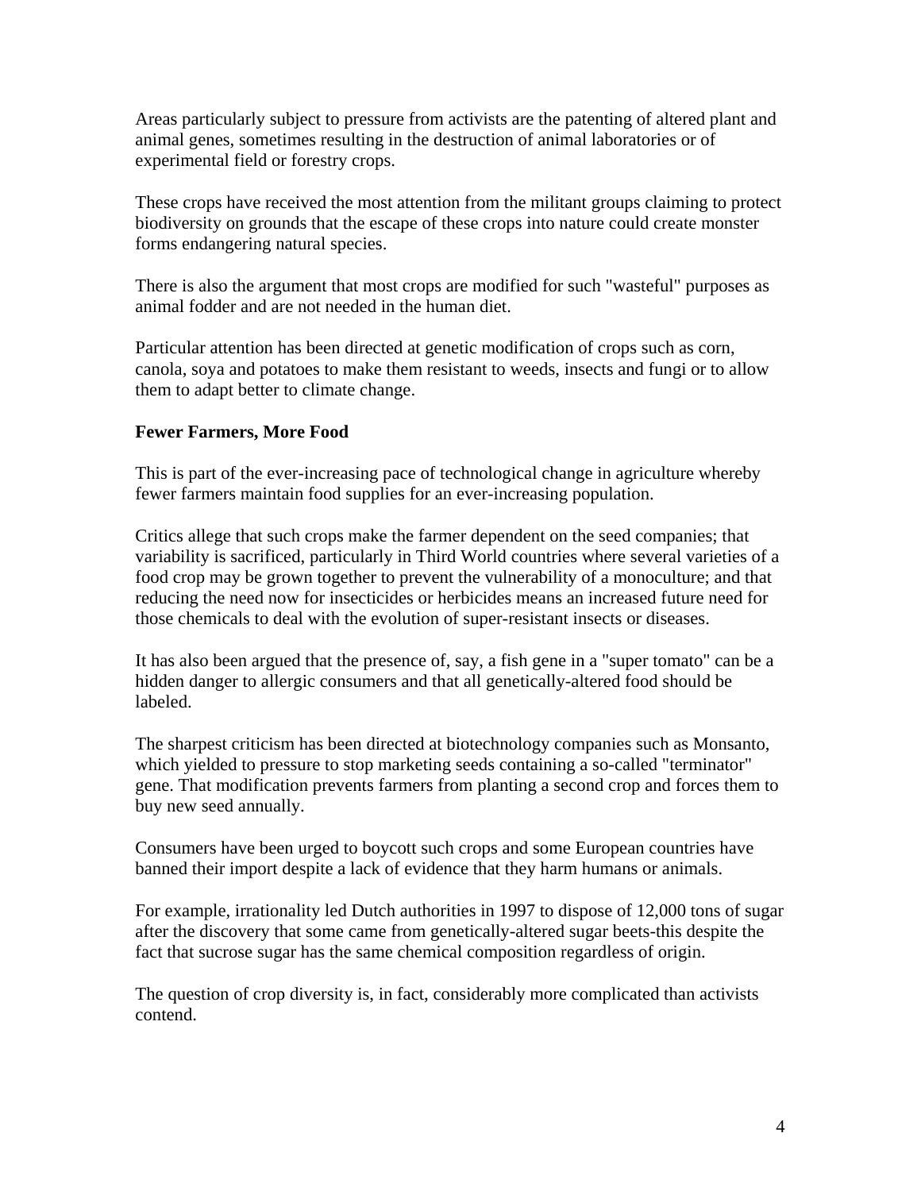Areas particularly subject to pressure from activists are the patenting of altered plant and animal genes, sometimes resulting in the destruction of animal laboratories or of experimental field or forestry crops.

These crops have received the most attention from the militant groups claiming to protect biodiversity on grounds that the escape of these crops into nature could create monster forms endangering natural species.

There is also the argument that most crops are modified for such "wasteful" purposes as animal fodder and are not needed in the human diet.

Particular attention has been directed at genetic modification of crops such as corn, canola, soya and potatoes to make them resistant to weeds, insects and fungi or to allow them to adapt better to climate change.

**Fewer Farmers, More Food**

This is part of the ever-increasing pace of technological change in agriculture whereby fewer farmers maintain food supplies for an ever-increasing population.

Critics allege that such crops make the farmer dependent on the seed companies; that variability is sacrificed, particularly in Third World countries where several varieties of a food crop may be grown together to prevent the vulnerability of a monoculture; and that reducing the need now for insecticides or herbicides means an increased future need for those chemicals to deal with the evolution of super-resistant insects or diseases.

It has also been argued that the presence of, say, a fish gene in a "super tomato" can be a hidden danger to allergic consumers and that all genetically-altered food should be labeled.

The sharpest criticism has been directed at biotechnology companies such as Monsanto, which yielded to pressure to stop marketing seeds containing a so-called "terminator" gene. That modification prevents farmers from planting a second crop and forces them to buy new seed annually.

Consumers have been urged to boycott such crops and some European countries have banned their import despite a lack of evidence that they harm humans or animals.

For example, irrationality led Dutch authorities in 1997 to dispose of 12,000 tons of sugar after the discovery that some came from genetically-altered sugar beets-this despite the fact that sucrose sugar has the same chemical composition regardless of origin.

The question of crop diversity is, in fact, considerably more complicated than activists contend.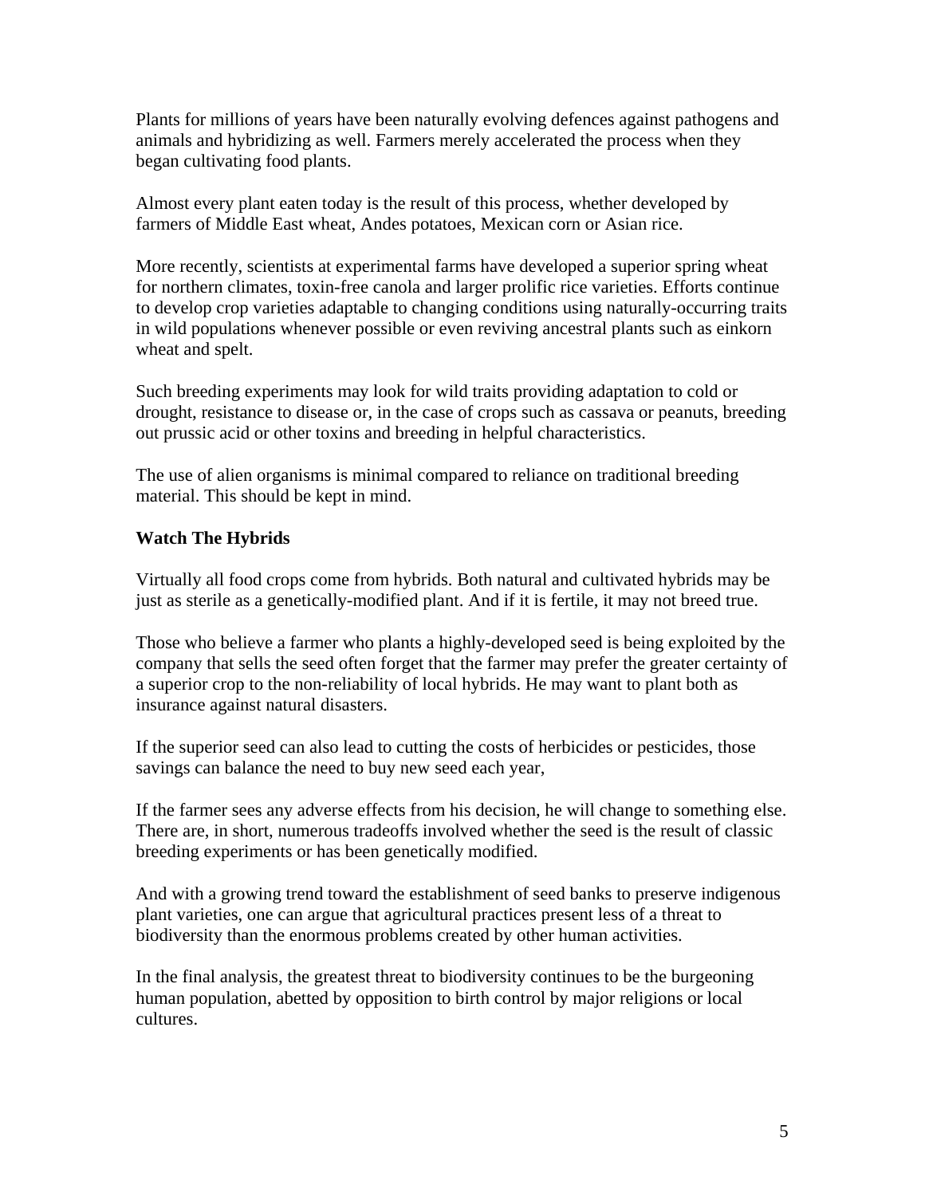Plants for millions of years have been naturally evolving defences against pathogens and animals and hybridizing as well. Farmers merely accelerated the process when they began cultivating food plants.

Almost every plant eaten today is the result of this process, whether developed by farmers of Middle East wheat, Andes potatoes, Mexican corn or Asian rice.

More recently, scientists at experimental farms have developed a superior spring wheat for northern climates, toxin-free canola and larger prolific rice varieties. Efforts continue to develop crop varieties adaptable to changing conditions using naturally-occurring traits in wild populations whenever possible or even reviving ancestral plants such as einkorn wheat and spelt.

Such breeding experiments may look for wild traits providing adaptation to cold or drought, resistance to disease or, in the case of crops such as cassava or peanuts, breeding out prussic acid or other toxins and breeding in helpful characteristics.

The use of alien organisms is minimal compared to reliance on traditional breeding material. This should be kept in mind.

**Watch The Hybrids**

Virtually all food crops come from hybrids. Both natural and cultivated hybrids may be just as sterile as a genetically-modified plant. And if it is fertile, it may not breed true.

Those who believe a farmer who plants a highly-developed seed is being exploited by the company that sells the seed often forget that the farmer may prefer the greater certainty of a superior crop to the non-reliability of local hybrids. He may want to plant both as insurance against natural disasters.

If the superior seed can also lead to cutting the costs of herbicides or pesticides, those savings can balance the need to buy new seed each year,

If the farmer sees any adverse effects from his decision, he will change to something else. There are, in short, numerous tradeoffs involved whether the seed is the result of classic breeding experiments or has been genetically modified.

And with a growing trend toward the establishment of seed banks to preserve indigenous plant varieties, one can argue that agricultural practices present less of a threat to biodiversity than the enormous problems created by other human activities.

In the final analysis, the greatest threat to biodiversity continues to be the burgeoning human population, abetted by opposition to birth control by major religions or local cultures.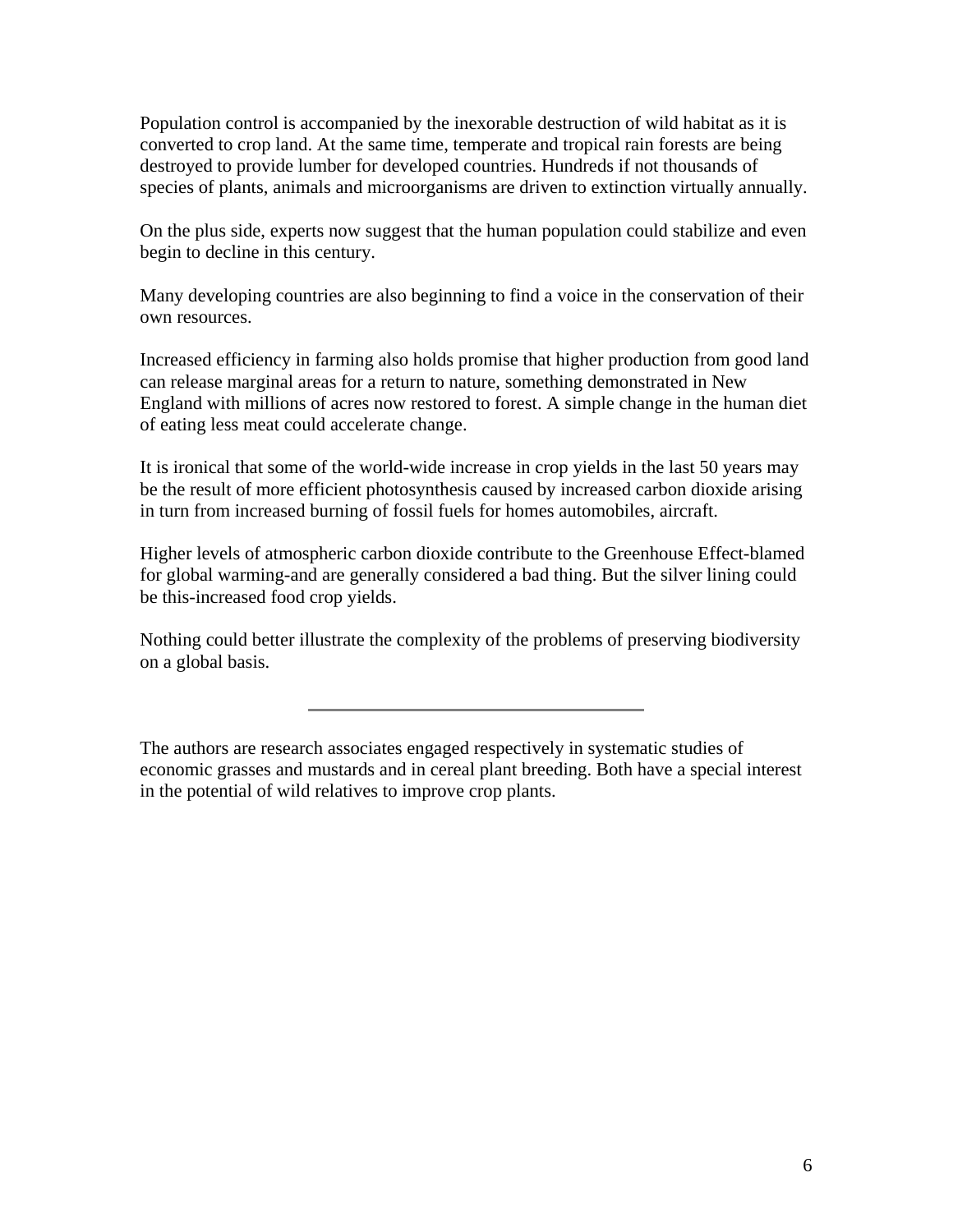Population control is accompanied by the inexorable destruction of wild habitat as it is converted to crop land. At the same time, temperate and tropical rain forests are being destroyed to provide lumber for developed countries. Hundreds if not thousands of species of plants, animals and microorganisms are driven to extinction virtually annually.

On the plus side, experts now suggest that the human population could stabilize and even begin to decline in this century.

Many developing countries are also beginning to find a voice in the conservation of their own resources.

Increased efficiency in farming also holds promise that higher production from good land can release marginal areas for a return to nature, something demonstrated in New England with millions of acres now restored to forest. A simple change in the human diet of eating less meat could accelerate change.

It is ironical that some of the world-wide increase in crop yields in the last 50 years may be the result of more efficient photosynthesis caused by increased carbon dioxide arising in turn from increased burning of fossil fuels for homes automobiles, aircraft.

Higher levels of atmospheric carbon dioxide contribute to the Greenhouse Effect-blamed for global warming-and are generally considered a bad thing. But the silver lining could be this-increased food crop yields.

Nothing could better illustrate the complexity of the problems of preserving biodiversity on a global basis.

---

The authors are research associates engaged respectively in systematic studies of economic grasses and mustards and in cereal plant breeding. Both have a special interest in the potential of wild relatives to improve crop plants.